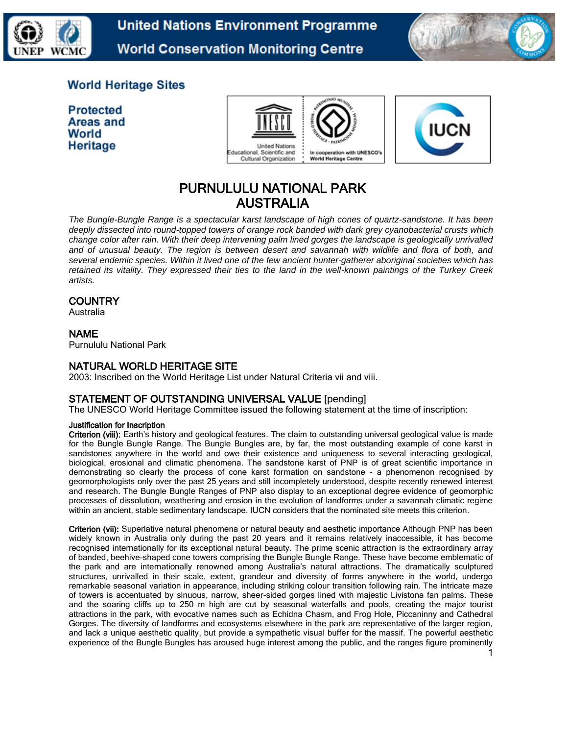United Nations Environment Programme
World Conservation Monitoring Centre

**World Heritage Sites**

**Protected Areas and World Heritage**

# PURNULULU NATIONAL PARK
# AUSTRALIA

*The Bungle-Bungle Range is a spectacular karst landscape of high cones of quartz-sandstone. It has been deeply dissected into round-topped towers of orange rock banded with dark grey cyanobacterial crusts which change color after rain. With their deep intervening palm lined gorges the landscape is geologically unrivalled and of unusual beauty. The region is between desert and savannah with wildlife and flora of both, and several endemic species. Within it lived one of the few ancient hunter-gatherer aboriginal societies which has retained its vitality. They expressed their ties to the land in the well-known paintings of the Turkey Creek artists.*

## COUNTRY

Australia

## NAME

Purnululu National Park

## NATURAL WORLD HERITAGE SITE

2003: Inscribed on the World Heritage List under Natural Criteria vii and viii.

## STATEMENT OF OUTSTANDING UNIVERSAL VALUE [pending]

The UNESCO World Heritage Committee issued the following statement at the time of inscription:

### Justification for Inscription

**Criterion (viii):** Earth's history and geological features. The claim to outstanding universal geological value is made for the Bungle Bungle Range. The Bungle Bungles are, by far, the most outstanding example of cone karst in sandstones anywhere in the world and owe their existence and uniqueness to several interacting geological, biological, erosional and climatic phenomena. The sandstone karst of PNP is of great scientific importance in demonstrating so clearly the process of cone karst formation on sandstone - a phenomenon recognised by geomorphologists only over the past 25 years and still incompletely understood, despite recently renewed interest and research. The Bungle Bungle Ranges of PNP also display to an exceptional degree evidence of geomorphic processes of dissolution, weathering and erosion in the evolution of landforms under a savannah climatic regime within an ancient, stable sedimentary landscape. IUCN considers that the nominated site meets this criterion.

**Criterion (vii):** Superlative natural phenomena or natural beauty and aesthetic importance Although PNP has been widely known in Australia only during the past 20 years and it remains relatively inaccessible, it has become recognised internationally for its exceptional natural beauty. The prime scenic attraction is the extraordinary array of banded, beehive-shaped cone towers comprising the Bungle Bungle Range. These have become emblematic of the park and are internationally renowned among Australia's natural attractions. The dramatically sculptured structures, unrivalled in their scale, extent, grandeur and diversity of forms anywhere in the world, undergo remarkable seasonal variation in appearance, including striking colour transition following rain. The intricate maze of towers is accentuated by sinuous, narrow, sheer-sided gorges lined with majestic Livistona fan palms. These and the soaring cliffs up to 250 m high are cut by seasonal waterfalls and pools, creating the major tourist attractions in the park, with evocative names such as Echidna Chasm, and Frog Hole, Piccaninny and Cathedral Gorges. The diversity of landforms and ecosystems elsewhere in the park are representative of the larger region, and lack a unique aesthetic quality, but provide a sympathetic visual buffer for the massif. The powerful aesthetic experience of the Bungle Bungles has aroused huge interest among the public, and the ranges figure prominently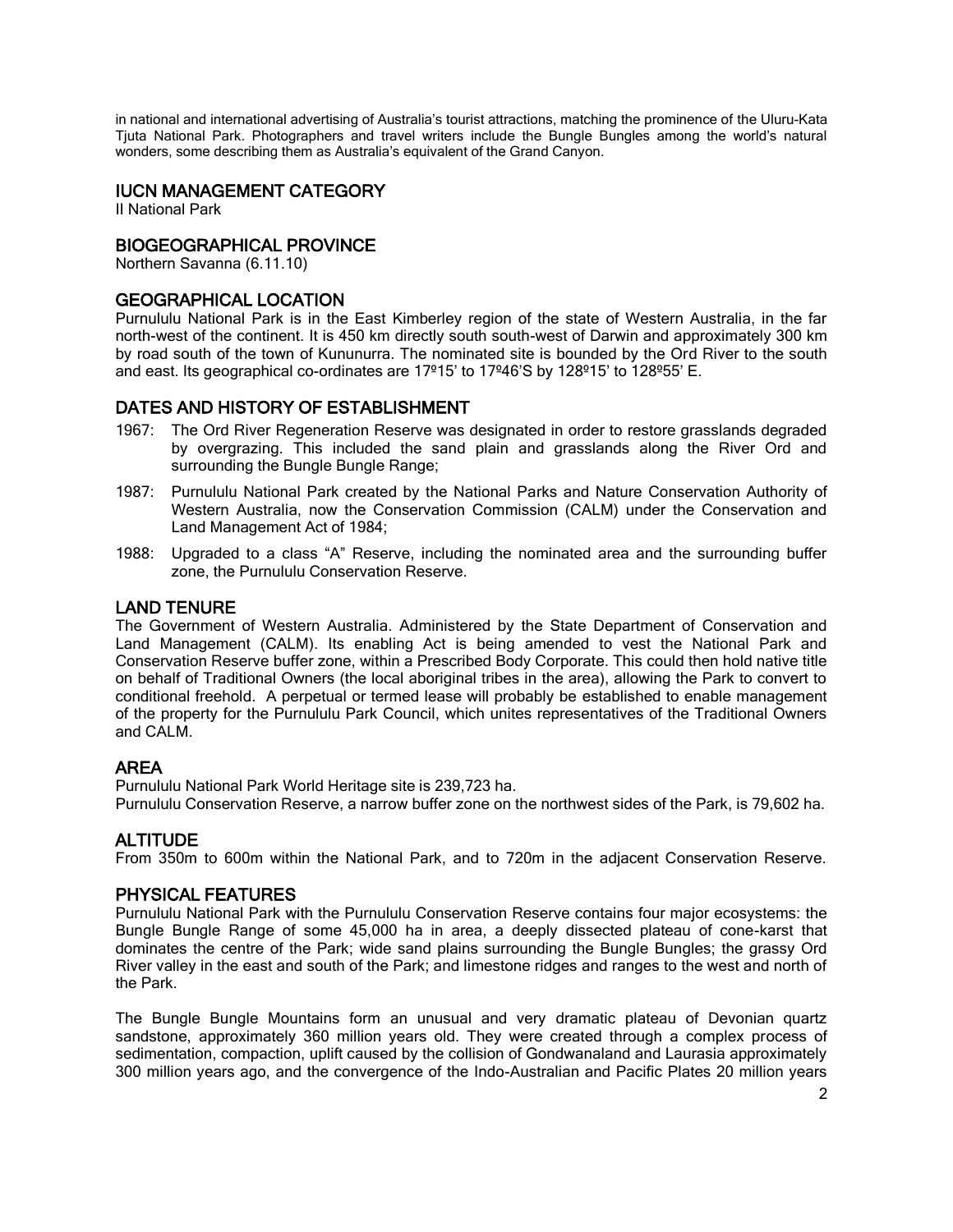in national and international advertising of Australia's tourist attractions, matching the prominence of the Uluru-Kata Tjuta National Park. Photographers and travel writers include the Bungle Bungles among the world's natural wonders, some describing them as Australia's equivalent of the Grand Canyon.

## IUCN MANAGEMENT CATEGORY

II National Park

## BIOGEOGRAPHICAL PROVINCE

Northern Savanna (6.11.10)

## GEOGRAPHICAL LOCATION

Purnululu National Park is in the East Kimberley region of the state of Western Australia, in the far north-west of the continent. It is 450 km directly south south-west of Darwin and approximately 300 km by road south of the town of Kununurra. The nominated site is bounded by the Ord River to the south and east. Its geographical co-ordinates are 17º15' to 17º46'S by 128º15' to 128º55' E.

## DATES AND HISTORY OF ESTABLISHMENT

1967: The Ord River Regeneration Reserve was designated in order to restore grasslands degraded by overgrazing. This included the sand plain and grasslands along the River Ord and surrounding the Bungle Bungle Range;

1987: Purnululu National Park created by the National Parks and Nature Conservation Authority of Western Australia, now the Conservation Commission (CALM) under the Conservation and Land Management Act of 1984;

1988: Upgraded to a class "A" Reserve, including the nominated area and the surrounding buffer zone, the Purnululu Conservation Reserve.

## LAND TENURE

The Government of Western Australia. Administered by the State Department of Conservation and Land Management (CALM). Its enabling Act is being amended to vest the National Park and Conservation Reserve buffer zone, within a Prescribed Body Corporate. This could then hold native title on behalf of Traditional Owners (the local aboriginal tribes in the area), allowing the Park to convert to conditional freehold. A perpetual or termed lease will probably be established to enable management of the property for the Purnululu Park Council, which unites representatives of the Traditional Owners and CALM.

## AREA

Purnululu National Park World Heritage site is 239,723 ha.
Purnululu Conservation Reserve, a narrow buffer zone on the northwest sides of the Park, is 79,602 ha.

## ALTITUDE

From 350m to 600m within the National Park, and to 720m in the adjacent Conservation Reserve.

## PHYSICAL FEATURES

Purnululu National Park with the Purnululu Conservation Reserve contains four major ecosystems: the Bungle Bungle Range of some 45,000 ha in area, a deeply dissected plateau of cone-karst that dominates the centre of the Park; wide sand plains surrounding the Bungle Bungles; the grassy Ord River valley in the east and south of the Park; and limestone ridges and ranges to the west and north of the Park.

The Bungle Bungle Mountains form an unusual and very dramatic plateau of Devonian quartz sandstone, approximately 360 million years old. They were created through a complex process of sedimentation, compaction, uplift caused by the collision of Gondwanaland and Laurasia approximately 300 million years ago, and the convergence of the Indo-Australian and Pacific Plates 20 million years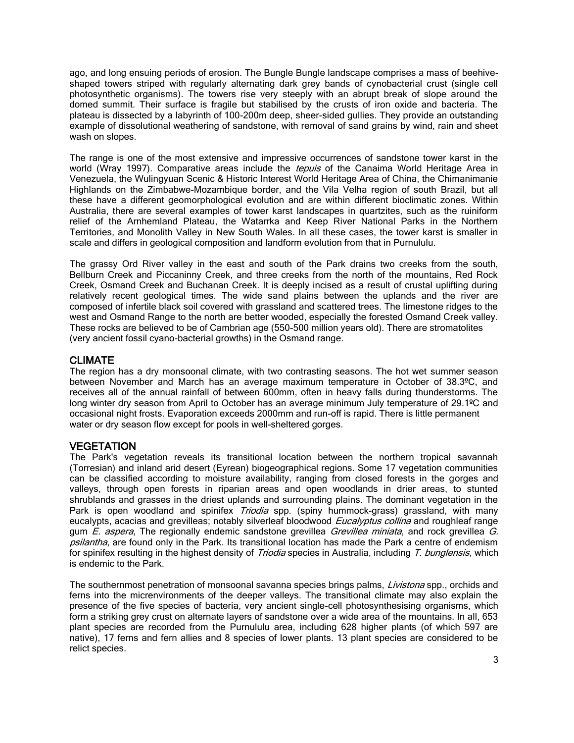ago, and long ensuing periods of erosion. The Bungle Bungle landscape comprises a mass of beehive-shaped towers striped with regularly alternating dark grey bands of cynobacterial crust (single cell photosynthetic organisms). The towers rise very steeply with an abrupt break of slope around the domed summit. Their surface is fragile but stabilised by the crusts of iron oxide and bacteria. The plateau is dissected by a labyrinth of 100-200m deep, sheer-sided gullies. They provide an outstanding example of dissolutional weathering of sandstone, with removal of sand grains by wind, rain and sheet wash on slopes.

The range is one of the most extensive and impressive occurrences of sandstone tower karst in the world (Wray 1997). Comparative areas include the *tepuis* of the Canaima World Heritage Area in Venezuela, the Wulingyuan Scenic & Historic Interest World Heritage Area of China, the Chimanimanie Highlands on the Zimbabwe-Mozambique border, and the Vila Velha region of south Brazil, but all these have a different geomorphological evolution and are within different bioclimatic zones. Within Australia, there are several examples of tower karst landscapes in quartzites, such as the ruiniform relief of the Arnhemland Plateau, the Watarrka and Keep River National Parks in the Northern Territories, and Monolith Valley in New South Wales. In all these cases, the tower karst is smaller in scale and differs in geological composition and landform evolution from that in Purnululu.

The grassy Ord River valley in the east and south of the Park drains two creeks from the south, Bellburn Creek and Piccaninny Creek, and three creeks from the north of the mountains, Red Rock Creek, Osmand Creek and Buchanan Creek. It is deeply incised as a result of crustal uplifting during relatively recent geological times. The wide sand plains between the uplands and the river are composed of infertile black soil covered with grassland and scattered trees. The limestone ridges to the west and Osmand Range to the north are better wooded, especially the forested Osmand Creek valley. These rocks are believed to be of Cambrian age (550-500 million years old). There are stromatolites (very ancient fossil cyano-bacterial growths) in the Osmand range.

## CLIMATE

The region has a dry monsoonal climate, with two contrasting seasons. The hot wet summer season between November and March has an average maximum temperature in October of 38.3ºC, and receives all of the annual rainfall of between 600mm, often in heavy falls during thunderstorms. The long winter dry season from April to October has an average minimum July temperature of 29.1ºC and occasional night frosts. Evaporation exceeds 2000mm and run-off is rapid. There is little permanent water or dry season flow except for pools in well-sheltered gorges.

## VEGETATION

The Park's vegetation reveals its transitional location between the northern tropical savannah (Torresian) and inland arid desert (Eyrean) biogeographical regions. Some 17 vegetation communities can be classified according to moisture availability, ranging from closed forests in the gorges and valleys, through open forests in riparian areas and open woodlands in drier areas, to stunted shrublands and grasses in the driest uplands and surrounding plains. The dominant vegetation in the Park is open woodland and spinifex *Triodia* spp. (spiny hummock-grass) grassland, with many eucalypts, acacias and grevilleas; notably silverleaf bloodwood *Eucalyptus collina* and roughleaf range gum *E. aspera*, The regionally endemic sandstone grevillea *Grevillea miniata*, and rock grevillea *G. psilantha*, are found only in the Park. Its transitional location has made the Park a centre of endemism for spinifex resulting in the highest density of *Triodia* species in Australia, including *T. bunglensis*, which is endemic to the Park.

The southernmost penetration of monsoonal savanna species brings palms, *Livistona* spp., orchids and ferns into the micrenvironments of the deeper valleys. The transitional climate may also explain the presence of the five species of bacteria, very ancient single-cell photosynthesising organisms, which form a striking grey crust on alternate layers of sandstone over a wide area of the mountains. In all, 653 plant species are recorded from the Purnululu area, including 628 higher plants (of which 597 are native), 17 ferns and fern allies and 8 species of lower plants. 13 plant species are considered to be relict species.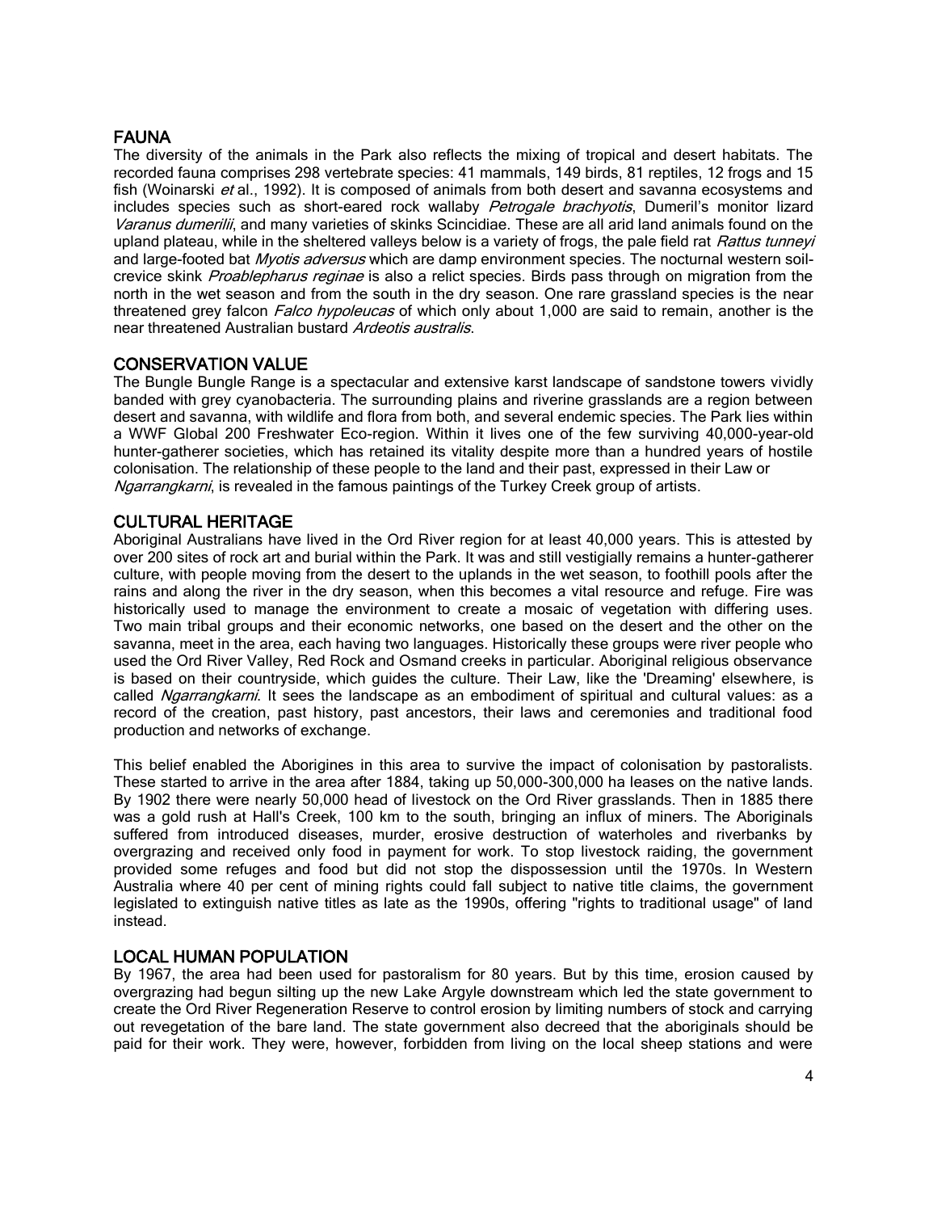## FAUNA

The diversity of the animals in the Park also reflects the mixing of tropical and desert habitats. The recorded fauna comprises 298 vertebrate species: 41 mammals, 149 birds, 81 reptiles, 12 frogs and 15 fish (Woinarski *et* al., 1992). It is composed of animals from both desert and savanna ecosystems and includes species such as short-eared rock wallaby *Petrogale brachyotis*, Dumeril's monitor lizard *Varanus dumerilii*, and many varieties of skinks Scincidiae. These are all arid land animals found on the upland plateau, while in the sheltered valleys below is a variety of frogs, the pale field rat *Rattus tunneyi* and large-footed bat *Myotis adversus* which are damp environment species. The nocturnal western soil-crevice skink *Proablepharus reginae* is also a relict species. Birds pass through on migration from the north in the wet season and from the south in the dry season. One rare grassland species is the near threatened grey falcon *Falco hypoleucas* of which only about 1,000 are said to remain, another is the near threatened Australian bustard *Ardeotis australis*.

## CONSERVATION VALUE

The Bungle Bungle Range is a spectacular and extensive karst landscape of sandstone towers vividly banded with grey cyanobacteria. The surrounding plains and riverine grasslands are a region between desert and savanna, with wildlife and flora from both, and several endemic species. The Park lies within a WWF Global 200 Freshwater Eco-region. Within it lives one of the few surviving 40,000-year-old hunter-gatherer societies, which has retained its vitality despite more than a hundred years of hostile colonisation. The relationship of these people to the land and their past, expressed in their Law or *Ngarrangkarni*, is revealed in the famous paintings of the Turkey Creek group of artists.

## CULTURAL HERITAGE

Aboriginal Australians have lived in the Ord River region for at least 40,000 years. This is attested by over 200 sites of rock art and burial within the Park. It was and still vestigially remains a hunter-gatherer culture, with people moving from the desert to the uplands in the wet season, to foothill pools after the rains and along the river in the dry season, when this becomes a vital resource and refuge. Fire was historically used to manage the environment to create a mosaic of vegetation with differing uses. Two main tribal groups and their economic networks, one based on the desert and the other on the savanna, meet in the area, each having two languages. Historically these groups were river people who used the Ord River Valley, Red Rock and Osmand creeks in particular. Aboriginal religious observance is based on their countryside, which guides the culture. Their Law, like the 'Dreaming' elsewhere, is called *Ngarrangkarni*. It sees the landscape as an embodiment of spiritual and cultural values: as a record of the creation, past history, past ancestors, their laws and ceremonies and traditional food production and networks of exchange.

This belief enabled the Aborigines in this area to survive the impact of colonisation by pastoralists. These started to arrive in the area after 1884, taking up 50,000-300,000 ha leases on the native lands. By 1902 there were nearly 50,000 head of livestock on the Ord River grasslands. Then in 1885 there was a gold rush at Hall's Creek, 100 km to the south, bringing an influx of miners. The Aboriginals suffered from introduced diseases, murder, erosive destruction of waterholes and riverbanks by overgrazing and received only food in payment for work. To stop livestock raiding, the government provided some refuges and food but did not stop the dispossession until the 1970s. In Western Australia where 40 per cent of mining rights could fall subject to native title claims, the government legislated to extinguish native titles as late as the 1990s, offering "rights to traditional usage" of land instead.

## LOCAL HUMAN POPULATION

By 1967, the area had been used for pastoralism for 80 years. But by this time, erosion caused by overgrazing had begun silting up the new Lake Argyle downstream which led the state government to create the Ord River Regeneration Reserve to control erosion by limiting numbers of stock and carrying out revegetation of the bare land. The state government also decreed that the aboriginals should be paid for their work. They were, however, forbidden from living on the local sheep stations and were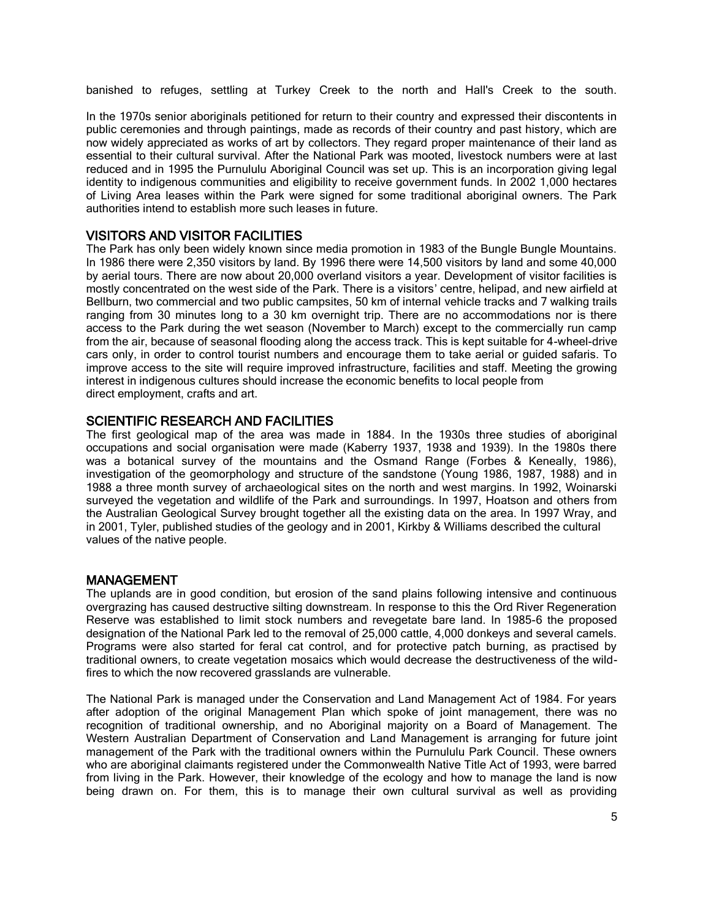banished to refuges, settling at Turkey Creek to the north and Hall's Creek to the south.

In the 1970s senior aboriginals petitioned for return to their country and expressed their discontents in public ceremonies and through paintings, made as records of their country and past history, which are now widely appreciated as works of art by collectors. They regard proper maintenance of their land as essential to their cultural survival. After the National Park was mooted, livestock numbers were at last reduced and in 1995 the Purnululu Aboriginal Council was set up. This is an incorporation giving legal identity to indigenous communities and eligibility to receive government funds. In 2002 1,000 hectares of Living Area leases within the Park were signed for some traditional aboriginal owners. The Park authorities intend to establish more such leases in future.

## VISITORS AND VISITOR FACILITIES

The Park has only been widely known since media promotion in 1983 of the Bungle Bungle Mountains. In 1986 there were 2,350 visitors by land. By 1996 there were 14,500 visitors by land and some 40,000 by aerial tours. There are now about 20,000 overland visitors a year. Development of visitor facilities is mostly concentrated on the west side of the Park. There is a visitors' centre, helipad, and new airfield at Bellburn, two commercial and two public campsites, 50 km of internal vehicle tracks and 7 walking trails ranging from 30 minutes long to a 30 km overnight trip. There are no accommodations nor is there access to the Park during the wet season (November to March) except to the commercially run camp from the air, because of seasonal flooding along the access track. This is kept suitable for 4-wheel-drive cars only, in order to control tourist numbers and encourage them to take aerial or guided safaris. To improve access to the site will require improved infrastructure, facilities and staff. Meeting the growing interest in indigenous cultures should increase the economic benefits to local people from direct employment, crafts and art.

## SCIENTIFIC RESEARCH AND FACILITIES

The first geological map of the area was made in 1884. In the 1930s three studies of aboriginal occupations and social organisation were made (Kaberry 1937, 1938 and 1939). In the 1980s there was a botanical survey of the mountains and the Osmand Range (Forbes & Keneally, 1986), investigation of the geomorphology and structure of the sandstone (Young 1986, 1987, 1988) and in 1988 a three month survey of archaeological sites on the north and west margins. In 1992, Woinarski surveyed the vegetation and wildlife of the Park and surroundings. In 1997, Hoatson and others from the Australian Geological Survey brought together all the existing data on the area. In 1997 Wray, and in 2001, Tyler, published studies of the geology and in 2001, Kirkby & Williams described the cultural values of the native people.

## MANAGEMENT

The uplands are in good condition, but erosion of the sand plains following intensive and continuous overgrazing has caused destructive silting downstream. In response to this the Ord River Regeneration Reserve was established to limit stock numbers and revegetate bare land. In 1985-6 the proposed designation of the National Park led to the removal of 25,000 cattle, 4,000 donkeys and several camels. Programs were also started for feral cat control, and for protective patch burning, as practised by traditional owners, to create vegetation mosaics which would decrease the destructiveness of the wild-fires to which the now recovered grasslands are vulnerable.

The National Park is managed under the Conservation and Land Management Act of 1984. For years after adoption of the original Management Plan which spoke of joint management, there was no recognition of traditional ownership, and no Aboriginal majority on a Board of Management. The Western Australian Department of Conservation and Land Management is arranging for future joint management of the Park with the traditional owners within the Purnululu Park Council. These owners who are aboriginal claimants registered under the Commonwealth Native Title Act of 1993, were barred from living in the Park. However, their knowledge of the ecology and how to manage the land is now being drawn on. For them, this is to manage their own cultural survival as well as providing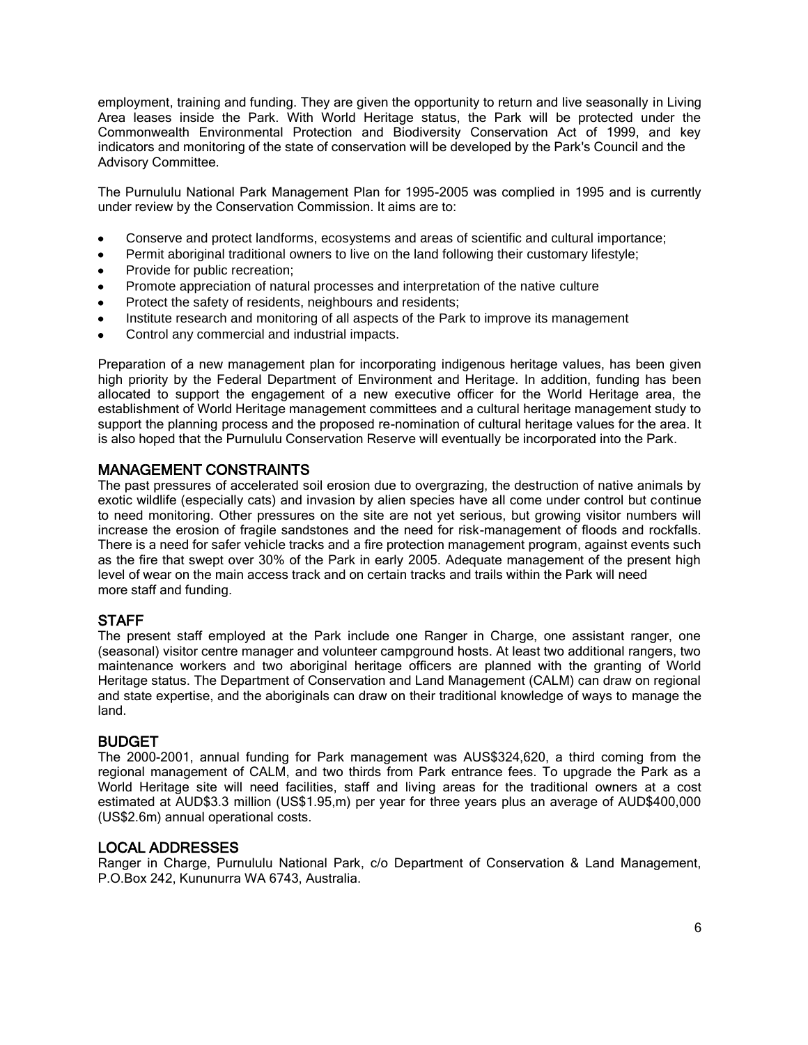employment, training and funding. They are given the opportunity to return and live seasonally in Living Area leases inside the Park. With World Heritage status, the Park will be protected under the Commonwealth Environmental Protection and Biodiversity Conservation Act of 1999, and key indicators and monitoring of the state of conservation will be developed by the Park's Council and the Advisory Committee.

The Purnululu National Park Management Plan for 1995-2005 was complied in 1995 and is currently under review by the Conservation Commission. It aims are to:

- Conserve and protect landforms, ecosystems and areas of scientific and cultural importance;
- Permit aboriginal traditional owners to live on the land following their customary lifestyle;
- Provide for public recreation;
- Promote appreciation of natural processes and interpretation of the native culture
- Protect the safety of residents, neighbours and residents;
- Institute research and monitoring of all aspects of the Park to improve its management
- Control any commercial and industrial impacts.

Preparation of a new management plan for incorporating indigenous heritage values, has been given high priority by the Federal Department of Environment and Heritage. In addition, funding has been allocated to support the engagement of a new executive officer for the World Heritage area, the establishment of World Heritage management committees and a cultural heritage management study to support the planning process and the proposed re-nomination of cultural heritage values for the area. It is also hoped that the Purnululu Conservation Reserve will eventually be incorporated into the Park.

## MANAGEMENT CONSTRAINTS

The past pressures of accelerated soil erosion due to overgrazing, the destruction of native animals by exotic wildlife (especially cats) and invasion by alien species have all come under control but continue to need monitoring. Other pressures on the site are not yet serious, but growing visitor numbers will increase the erosion of fragile sandstones and the need for risk-management of floods and rockfalls. There is a need for safer vehicle tracks and a fire protection management program, against events such as the fire that swept over 30% of the Park in early 2005. Adequate management of the present high level of wear on the main access track and on certain tracks and trails within the Park will need more staff and funding.

## STAFF

The present staff employed at the Park include one Ranger in Charge, one assistant ranger, one (seasonal) visitor centre manager and volunteer campground hosts. At least two additional rangers, two maintenance workers and two aboriginal heritage officers are planned with the granting of World Heritage status. The Department of Conservation and Land Management (CALM) can draw on regional and state expertise, and the aboriginals can draw on their traditional knowledge of ways to manage the land.

## BUDGET

The 2000-2001, annual funding for Park management was AUS$324,620, a third coming from the regional management of CALM, and two thirds from Park entrance fees. To upgrade the Park as a World Heritage site will need facilities, staff and living areas for the traditional owners at a cost estimated at AUD$3.3 million (US$1.95,m) per year for three years plus an average of AUD$400,000 (US$2.6m) annual operational costs.

## LOCAL ADDRESSES

Ranger in Charge, Purnululu National Park, c/o Department of Conservation & Land Management, P.O.Box 242, Kununurra WA 6743, Australia.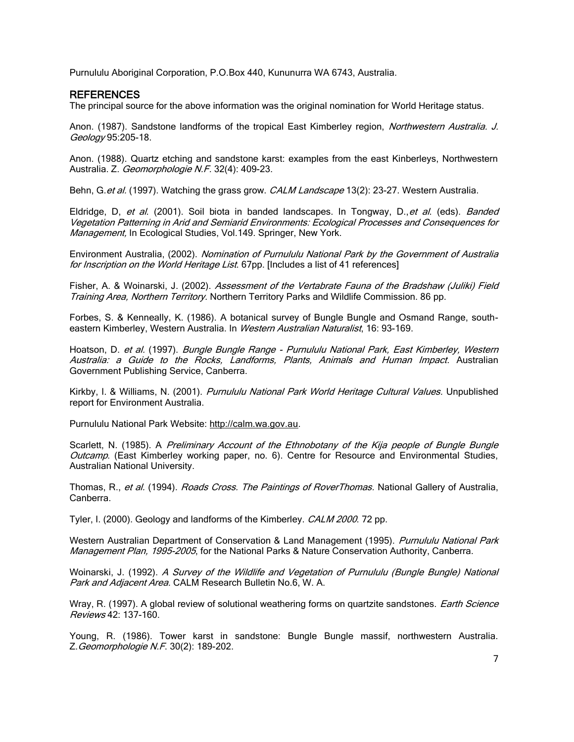Purnululu Aboriginal Corporation, P.O.Box 440, Kununurra WA 6743, Australia.

## REFERENCES

The principal source for the above information was the original nomination for World Heritage status.

Anon. (1987). Sandstone landforms of the tropical East Kimberley region, *Northwestern Australia. J. Geology* 95:205-18.

Anon. (1988). Quartz etching and sandstone karst: examples from the east Kinberleys, Northwestern Australia. Z. *Geomorphologie N.F.* 32(4): 409-23.

Behn, G.*et al.* (1997). Watching the grass grow. *CALM Landscape* 13(2): 23-27. Western Australia.

Eldridge, D, *et al*. (2001). Soil biota in banded landscapes. In Tongway, D.,*et al*. (eds). *Banded Vegetation Patterning in Arid and Semiarid Environments: Ecological Processes and Consequences for Management,* In Ecological Studies, Vol.149. Springer, New York.

Environment Australia, (2002). *Nomination of Purnululu National Park by the Government of Australia for Inscription on the World Heritage List*. 67pp. [Includes a list of 41 references]

Fisher, A. & Woinarski, J. (2002). *Assessment of the Vertabrate Fauna of the Bradshaw (Juliki) Field Training Area, Northern Territory.* Northern Territory Parks and Wildlife Commission. 86 pp.

Forbes, S. & Kenneally, K. (1986). A botanical survey of Bungle Bungle and Osmand Range, south-eastern Kimberley, Western Australia. In *Western Australian Naturalist*, 16: 93-169.

Hoatson, D. *et al.* (1997). *Bungle Bungle Range - Purnululu National Park, East Kimberley, Western Australia: a Guide to the Rocks, Landforms, Plants, Animals and Human Impact*. Australian Government Publishing Service, Canberra.

Kirkby, I. & Williams, N. (2001). *Purnululu National Park World Heritage Cultural Values.* Unpublished report for Environment Australia.

Purnululu National Park Website: http://calm.wa.gov.au.

Scarlett, N. (1985). A *Preliminary Account of the Ethnobotany of the Kija people of Bungle Bungle Outcamp*. (East Kimberley working paper, no. 6). Centre for Resource and Environmental Studies, Australian National University.

Thomas, R., *et al.* (1994). *Roads Cross. The Paintings of RoverThomas.* National Gallery of Australia, Canberra.

Tyler, I. (2000). Geology and landforms of the Kimberley. *CALM 2000*. 72 pp.

Western Australian Department of Conservation & Land Management (1995). *Purnululu National Park Management Plan, 1995-2005*, for the National Parks & Nature Conservation Authority, Canberra.

Woinarski, J. (1992). *A Survey of the Wildlife and Vegetation of Purnululu (Bungle Bungle) National Park and Adjacent Area*. CALM Research Bulletin No.6, W. A.

Wray, R. (1997). A global review of solutional weathering forms on quartzite sandstones. *Earth Science Reviews* 42: 137-160.

Young, R. (1986). Tower karst in sandstone: Bungle Bungle massif, northwestern Australia. Z.*Geomorphologie N.F.* 30(2): 189-202.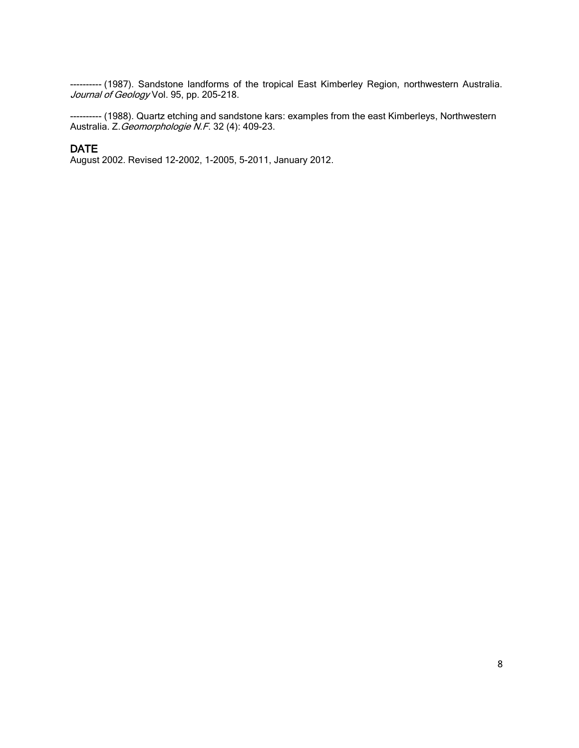---------- (1987). Sandstone landforms of the tropical East Kimberley Region, northwestern Australia. *Journal of Geology* Vol. 95, pp. 205-218.

---------- (1988). Quartz etching and sandstone kars: examples from the east Kimberleys, Northwestern Australia. Z.*Geomorphologie N.F.* 32 (4): 409-23.

## DATE

August 2002. Revised 12-2002, 1-2005, 5-2011, January 2012.